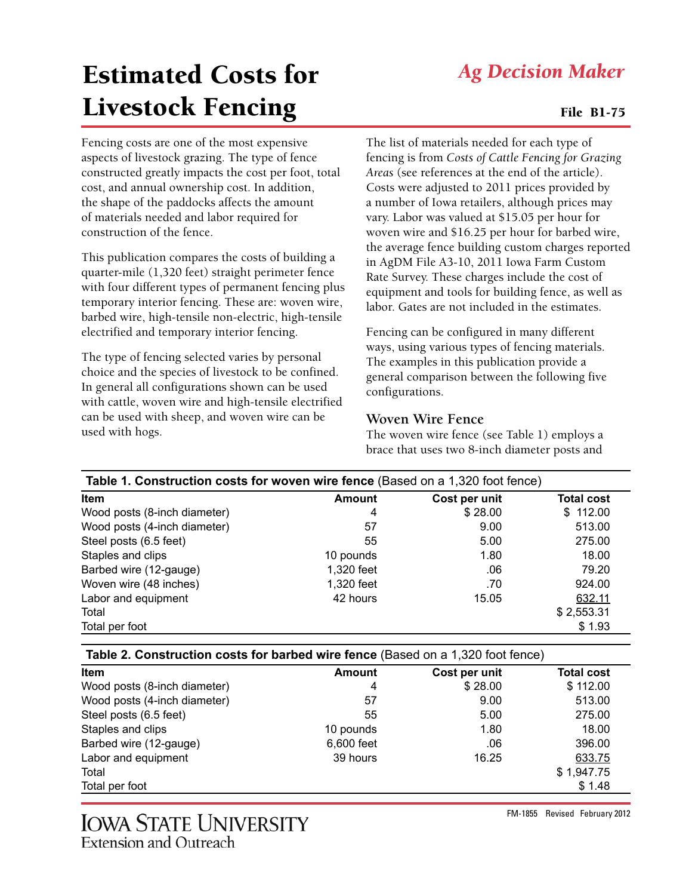# Estimated Costs for Livestock Fencing

*Ag Decision Maker*

**File B1-75**

Fencing costs are one of the most expensive aspects of livestock grazing. The type of fence constructed greatly impacts the cost per foot, total cost, and annual ownership cost. In addition, the shape of the paddocks affects the amount of materials needed and labor required for construction of the fence.

This publication compares the costs of building a quarter-mile (1,320 feet) straight perimeter fence with four different types of permanent fencing plus temporary interior fencing. These are: woven wire, barbed wire, high-tensile non-electric, high-tensile electrified and temporary interior fencing.

The type of fencing selected varies by personal choice and the species of livestock to be confined. In general all configurations shown can be used with cattle, woven wire and high-tensile electrified can be used with sheep, and woven wire can be used with hogs.

The list of materials needed for each type of fencing is from *Costs of Cattle Fencing for Grazing Areas* (see references at the end of the article). Costs were adjusted to 2011 prices provided by a number of Iowa retailers, although prices may vary. Labor was valued at $15.05 per hour for woven wire and $16.25 per hour for barbed wire, the average fence building custom charges reported in AgDM File A3-10, 2011 Iowa Farm Custom Rate Survey. These charges include the cost of equipment and tools for building fence, as well as labor. Gates are not included in the estimates.

Fencing can be configured in many different ways, using various types of fencing materials. The examples in this publication provide a general comparison between the following five configurations.

### Woven Wire Fence

The woven wire fence (see Table 1) employs a brace that uses two 8-inch diameter posts and

**Table 1. Construction costs for woven wire fence** (Based on a 1,320 foot fence)

| Item | Amount | Cost per unit | Total cost |
|---|---|---|---|
| Wood posts (8-inch diameter) | 4 | $ 28.00 | $ 112.00 |
| Wood posts (4-inch diameter) | 57 | 9.00 | 513.00 |
| Steel posts (6.5 feet) | 55 | 5.00 | 275.00 |
| Staples and clips | 10 pounds | 1.80 | 18.00 |
| Barbed wire (12-gauge) | 1,320 feet | .06 | 79.20 |
| Woven wire (48 inches) | 1,320 feet | .70 | 924.00 |
| Labor and equipment | 42 hours | 15.05 | 632.11 |
| Total | | | $ 2,553.31 |
| Total per foot | | | $ 1.93 |

**Table 2. Construction costs for barbed wire fence** (Based on a 1,320 foot fence)

| Item | Amount | Cost per unit | Total cost |
|---|---|---|---|
| Wood posts (8-inch diameter) | 4 | $ 28.00 | $ 112.00 |
| Wood posts (4-inch diameter) | 57 | 9.00 | 513.00 |
| Steel posts (6.5 feet) | 55 | 5.00 | 275.00 |
| Staples and clips | 10 pounds | 1.80 | 18.00 |
| Barbed wire (12-gauge) | 6,600 feet | .06 | 396.00 |
| Labor and equipment | 39 hours | 16.25 | 633.75 |
| Total | | | $ 1,947.75 |
| Total per foot | | | $ 1.48 |

Iowa State University
Extension and Outreach

FM-1855 Revised February 2012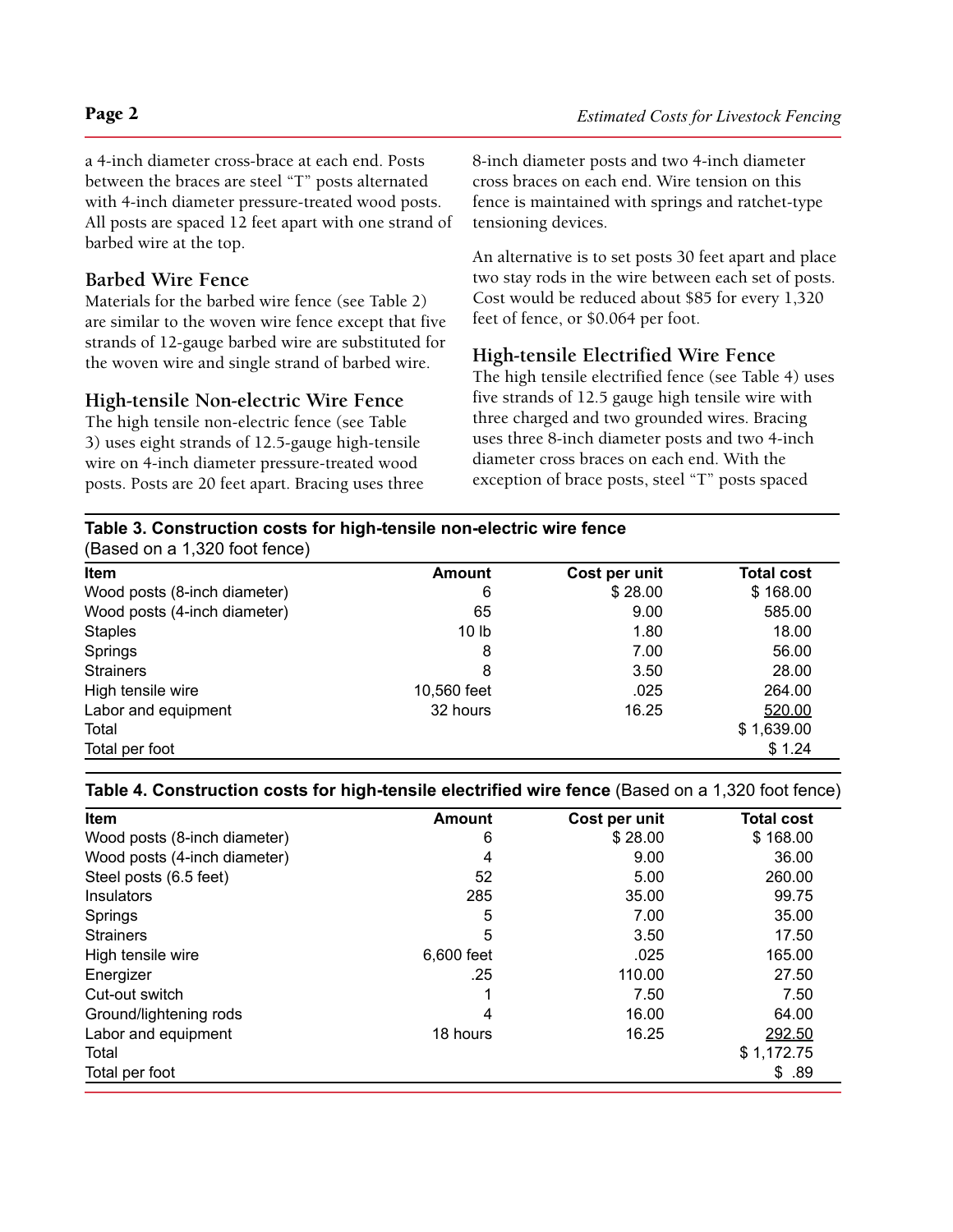a 4-inch diameter cross-brace at each end. Posts between the braces are steel "T" posts alternated with 4-inch diameter pressure-treated wood posts. All posts are spaced 12 feet apart with one strand of barbed wire at the top.

### Barbed Wire Fence

Materials for the barbed wire fence (see Table 2) are similar to the woven wire fence except that five strands of 12-gauge barbed wire are substituted for the woven wire and single strand of barbed wire.

### High-tensile Non-electric Wire Fence

The high tensile non-electric fence (see Table 3) uses eight strands of 12.5-gauge high-tensile wire on 4-inch diameter pressure-treated wood posts. Posts are 20 feet apart. Bracing uses three 8-inch diameter posts and two 4-inch diameter cross braces on each end. Wire tension on this fence is maintained with springs and ratchet-type tensioning devices.

An alternative is to set posts 30 feet apart and place two stay rods in the wire between each set of posts. Cost would be reduced about $85 for every 1,320 feet of fence, or $0.064 per foot.

### High-tensile Electrified Wire Fence

The high tensile electrified fence (see Table 4) uses five strands of 12.5 gauge high tensile wire with three charged and two grounded wires. Bracing uses three 8-inch diameter posts and two 4-inch diameter cross braces on each end. With the exception of brace posts, steel "T" posts spaced

**Table 3. Construction costs for high-tensile non-electric wire fence**
(Based on a 1,320 foot fence)

| Item | Amount | Cost per unit | Total cost |
|---|---|---|---|
| Wood posts (8-inch diameter) | 6 | $ 28.00 | $ 168.00 |
| Wood posts (4-inch diameter) | 65 | 9.00 | 585.00 |
| Staples | 10 lb | 1.80 | 18.00 |
| Springs | 8 | 7.00 | 56.00 |
| Strainers | 8 | 3.50 | 28.00 |
| High tensile wire | 10,560 feet | .025 | 264.00 |
| Labor and equipment | 32 hours | 16.25 | 520.00 |
| Total | | | $ 1,639.00 |
| Total per foot | | | $ 1.24 |

**Table 4. Construction costs for high-tensile electrified wire fence** (Based on a 1,320 foot fence)

| Item | Amount | Cost per unit | Total cost |
|---|---|---|---|
| Wood posts (8-inch diameter) | 6 | $ 28.00 | $ 168.00 |
| Wood posts (4-inch diameter) | 4 | 9.00 | 36.00 |
| Steel posts (6.5 feet) | 52 | 5.00 | 260.00 |
| Insulators | 285 | 35.00 | 99.75 |
| Springs | 5 | 7.00 | 35.00 |
| Strainers | 5 | 3.50 | 17.50 |
| High tensile wire | 6,600 feet | .025 | 165.00 |
| Energizer | .25 | 110.00 | 27.50 |
| Cut-out switch | 1 | 7.50 | 7.50 |
| Ground/lightening rods | 4 | 16.00 | 64.00 |
| Labor and equipment | 18 hours | 16.25 | 292.50 |
| Total | | | $ 1,172.75 |
| Total per foot | | | $ .89 |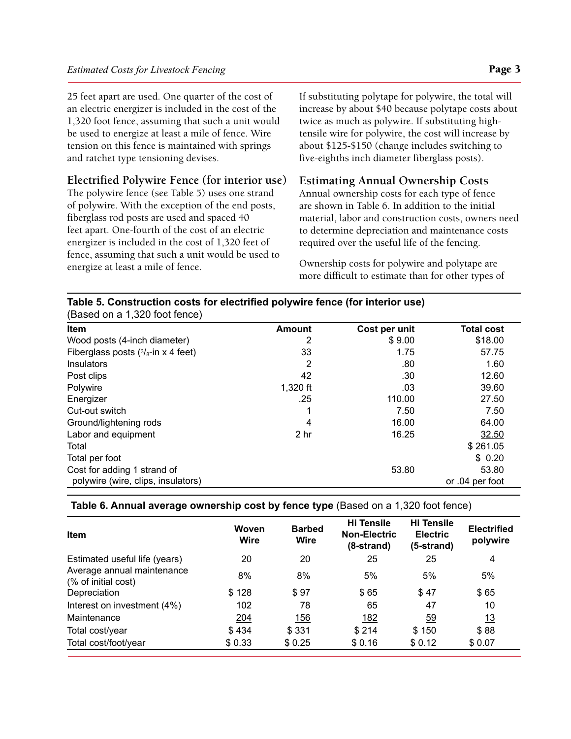25 feet apart are used. One quarter of the cost of an electric energizer is included in the cost of the 1,320 foot fence, assuming that such a unit would be used to energize at least a mile of fence. Wire tension on this fence is maintained with springs and ratchet type tensioning devises.

### Electrified Polywire Fence (for interior use)

The polywire fence (see Table 5) uses one strand of polywire. With the exception of the end posts, fiberglass rod posts are used and spaced 40 feet apart. One-fourth of the cost of an electric energizer is included in the cost of 1,320 feet of fence, assuming that such a unit would be used to energize at least a mile of fence.

If substituting polytape for polywire, the total will increase by about $40 because polytape costs about twice as much as polywire. If substituting high-tensile wire for polywire, the cost will increase by about $125-$150 (change includes switching to five-eighths inch diameter fiberglass posts).

### Estimating Annual Ownership Costs

Annual ownership costs for each type of fence are shown in Table 6. In addition to the initial material, labor and construction costs, owners need to determine depreciation and maintenance costs required over the useful life of the fencing.

Ownership costs for polywire and polytape are more difficult to estimate than for other types of

**Table 5. Construction costs for electrified polywire fence (for interior use)**
(Based on a 1,320 foot fence)

| Item | Amount | Cost per unit | Total cost |
|---|---|---|---|
| Wood posts (4-inch diameter) | 2 | $ 9.00 | $18.00 |
| Fiberglass posts (3/8-in x 4 feet) | 33 | 1.75 | 57.75 |
| Insulators | 2 | .80 | 1.60 |
| Post clips | 42 | .30 | 12.60 |
| Polywire | 1,320 ft | .03 | 39.60 |
| Energizer | .25 | 110.00 | 27.50 |
| Cut-out switch | 1 | 7.50 | 7.50 |
| Ground/lightening rods | 4 | 16.00 | 64.00 |
| Labor and equipment | 2 hr | 16.25 | 32.50 |
| Total | | | $ 261.05 |
| Total per foot | | | $ 0.20 |
| Cost for adding 1 strand of polywire (wire, clips, insulators) | | 53.80 | 53.80 or .04 per foot |

**Table 6. Annual average ownership cost by fence type** (Based on a 1,320 foot fence)

| Item | Woven Wire | Barbed Wire | Hi Tensile Non-Electric (8-strand) | Hi Tensile Electric (5-strand) | Electrified polywire |
|---|---|---|---|---|---|
| Estimated useful life (years) | 20 | 20 | 25 | 25 | 4 |
| Average annual maintenance (% of initial cost) | 8% | 8% | 5% | 5% | 5% |
| Depreciation | $ 128 | $ 97 | $ 65 | $ 47 | $ 65 |
| Interest on investment (4%) | 102 | 78 | 65 | 47 | 10 |
| Maintenance | 204 | 156 | 182 | 59 | 13 |
| Total cost/year | $ 434 | $ 331 | $ 214 | $ 150 | $ 88 |
| Total cost/foot/year | $ 0.33 | $ 0.25 | $ 0.16 | $ 0.12 | $ 0.07 |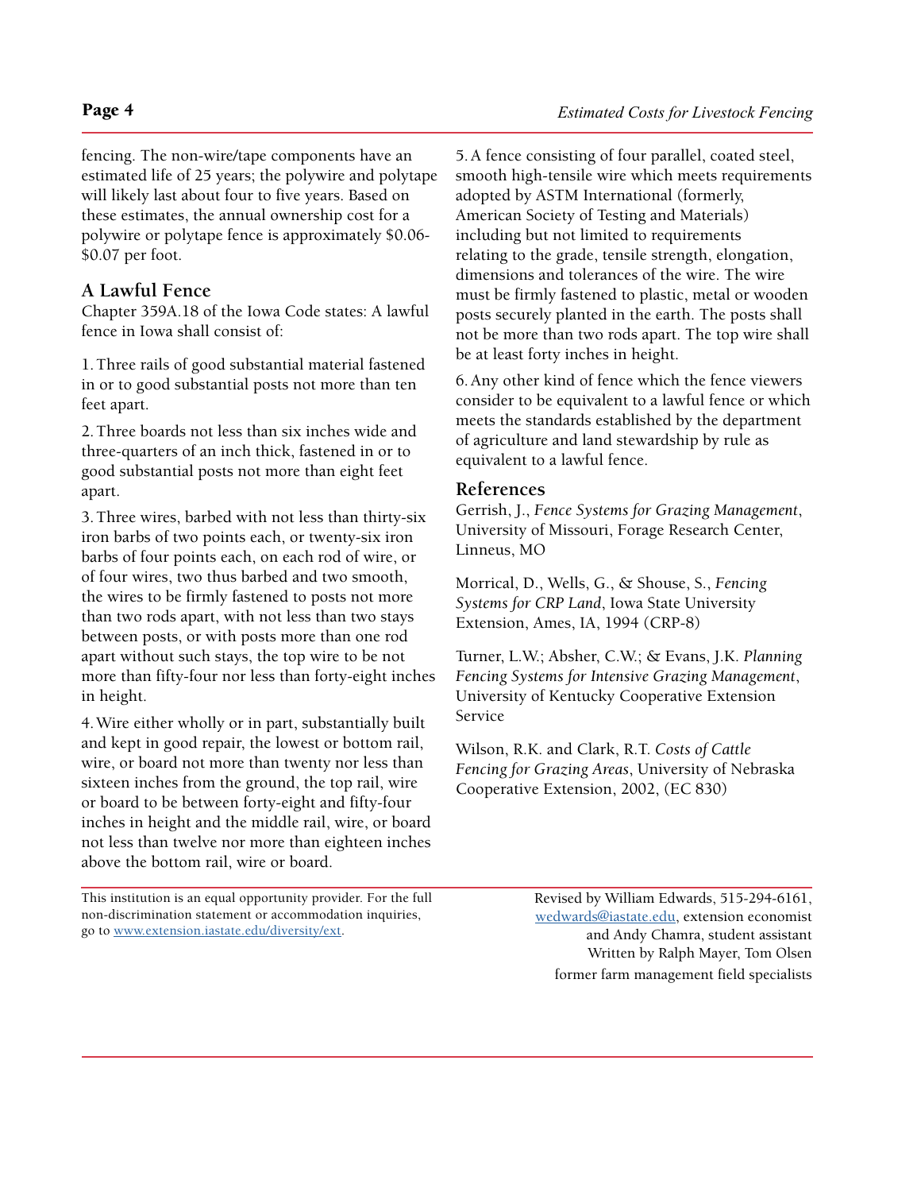fencing. The non-wire/tape components have an estimated life of 25 years; the polywire and polytape will likely last about four to five years. Based on these estimates, the annual ownership cost for a polywire or polytape fence is approximately $0.06-$0.07 per foot.

## A Lawful Fence

Chapter 359A.18 of the Iowa Code states: A lawful fence in Iowa shall consist of:

1. Three rails of good substantial material fastened in or to good substantial posts not more than ten feet apart.

2. Three boards not less than six inches wide and three-quarters of an inch thick, fastened in or to good substantial posts not more than eight feet apart.

3. Three wires, barbed with not less than thirty-six iron barbs of two points each, or twenty-six iron barbs of four points each, on each rod of wire, or of four wires, two thus barbed and two smooth, the wires to be firmly fastened to posts not more than two rods apart, with not less than two stays between posts, or with posts more than one rod apart without such stays, the top wire to be not more than fifty-four nor less than forty-eight inches in height.

4. Wire either wholly or in part, substantially built and kept in good repair, the lowest or bottom rail, wire, or board not more than twenty nor less than sixteen inches from the ground, the top rail, wire or board to be between forty-eight and fifty-four inches in height and the middle rail, wire, or board not less than twelve nor more than eighteen inches above the bottom rail, wire or board.

5. A fence consisting of four parallel, coated steel, smooth high-tensile wire which meets requirements adopted by ASTM International (formerly, American Society of Testing and Materials) including but not limited to requirements relating to the grade, tensile strength, elongation, dimensions and tolerances of the wire. The wire must be firmly fastened to plastic, metal or wooden posts securely planted in the earth. The posts shall not be more than two rods apart. The top wire shall be at least forty inches in height.

6. Any other kind of fence which the fence viewers consider to be equivalent to a lawful fence or which meets the standards established by the department of agriculture and land stewardship by rule as equivalent to a lawful fence.

## References

Gerrish, J., *Fence Systems for Grazing Management*, University of Missouri, Forage Research Center, Linneus, MO

Morrical, D., Wells, G., & Shouse, S., *Fencing Systems for CRP Land*, Iowa State University Extension, Ames, IA, 1994 (CRP-8)

Turner, L.W.; Absher, C.W.; & Evans, J.K. *Planning Fencing Systems for Intensive Grazing Management*, University of Kentucky Cooperative Extension Service

Wilson, R.K. and Clark, R.T. *Costs of Cattle Fencing for Grazing Areas*, University of Nebraska Cooperative Extension, 2002, (EC 830)

---

This institution is an equal opportunity provider. For the full non-discrimination statement or accommodation inquiries, go to www.extension.iastate.edu/diversity/ext.

Revised by William Edwards, 515-294-6161, wedwards@iastate.edu, extension economist and Andy Chamra, student assistant
Written by Ralph Mayer, Tom Olsen former farm management field specialists